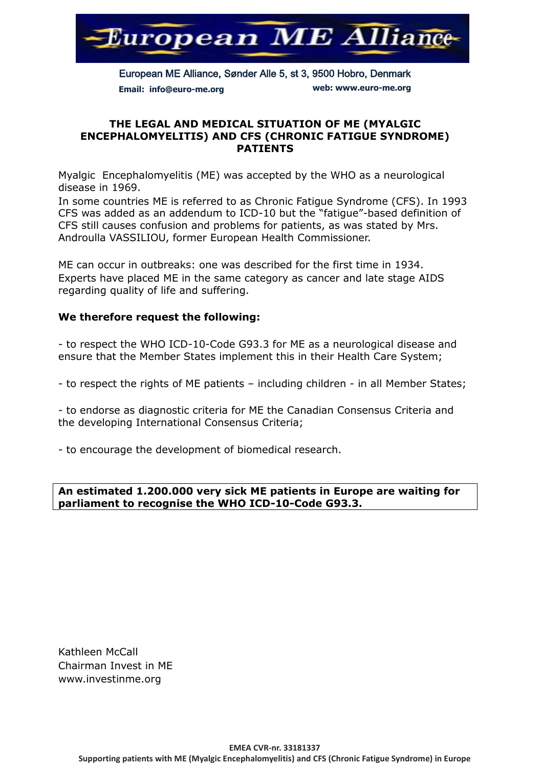# European ME Alliance

European ME Alliance, Sønder Alle 5, st 3, 9500 Hobro, Denmark

**Email: info@euro-me.org** **web: www.euro-me.org**

## THE LEGAL AND MEDICAL SITUATION OF ME (MYALGIC ENCEPHALOMYELITIS) AND CFS (CHRONIC FATIGUE SYNDROME) PATIENTS

Myalgic Encephalomyelitis (ME) was accepted by the WHO as a neurological disease in 1969.

In some countries ME is referred to as Chronic Fatigue Syndrome (CFS). In 1993 CFS was added as an addendum to ICD-10 but the "fatigue"-based definition of CFS still causes confusion and problems for patients, as was stated by Mrs. Androulla VASSILIOU, former European Health Commissioner.

ME can occur in outbreaks: one was described for the first time in 1934. Experts have placed ME in the same category as cancer and late stage AIDS regarding quality of life and suffering.

**We therefore request the following:**

- to respect the WHO ICD-10-Code G93.3 for ME as a neurological disease and ensure that the Member States implement this in their Health Care System;

- to respect the rights of ME patients – including children - in all Member States;

- to endorse as diagnostic criteria for ME the Canadian Consensus Criteria and the developing International Consensus Criteria;

- to encourage the development of biomedical research.

**An estimated 1.200.000 very sick ME patients in Europe are waiting for parliament to recognise the WHO ICD-10-Code G93.3.**

Kathleen McCall
Chairman Invest in ME
www.investinme.org

**EMEA CVR-nr. 33181337**

**Supporting patients with ME (Myalgic Encephalomyelitis) and CFS (Chronic Fatigue Syndrome) in Europe**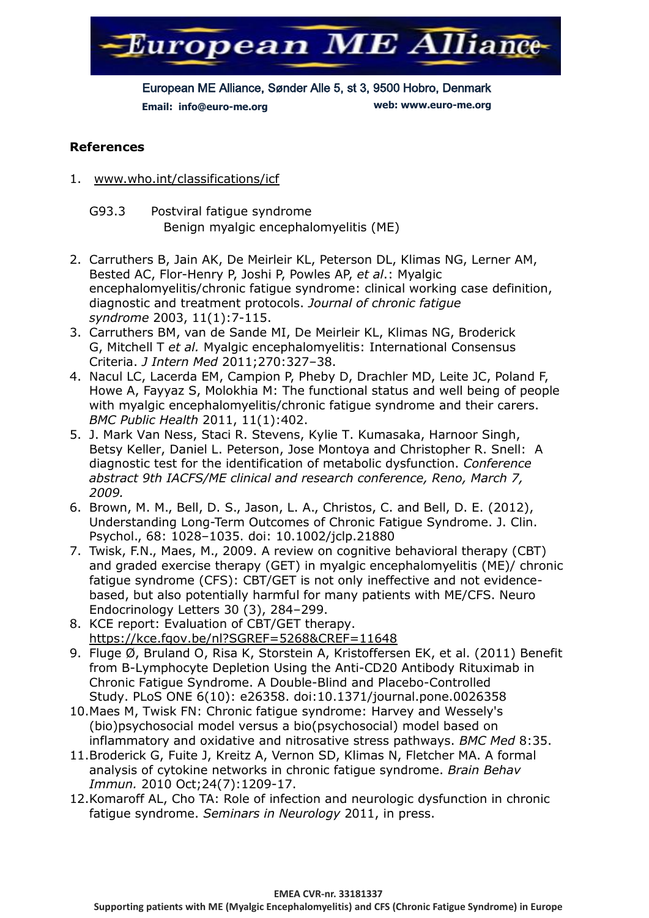**References**

1. www.who.int/classifications/icf

   G93.3 Postviral fatigue syndrome
   Benign myalgic encephalomyelitis (ME)

2. Carruthers B, Jain AK, De Meirleir KL, Peterson DL, Klimas NG, Lerner AM, Bested AC, Flor-Henry P, Joshi P, Powles AP, *et al*.: Myalgic encephalomyelitis/chronic fatigue syndrome: clinical working case definition, diagnostic and treatment protocols. *Journal of chronic fatigue syndrome* 2003, 11(1):7-115.
3. Carruthers BM, van de Sande MI, De Meirleir KL, Klimas NG, Broderick G, Mitchell T *et al.* Myalgic encephalomyelitis: International Consensus Criteria. *J Intern Med* 2011;270:327–38.
4. Nacul LC, Lacerda EM, Campion P, Pheby D, Drachler MD, Leite JC, Poland F, Howe A, Fayyaz S, Molokhia M: The functional status and well being of people with myalgic encephalomyelitis/chronic fatigue syndrome and their carers. *BMC Public Health* 2011, 11(1):402.
5. J. Mark Van Ness, Staci R. Stevens, Kylie T. Kumasaka, Harnoor Singh, Betsy Keller, Daniel L. Peterson, Jose Montoya and Christopher R. Snell: A diagnostic test for the identification of metabolic dysfunction. *Conference abstract 9th IACFS/ME clinical and research conference, Reno, March 7, 2009.*
6. Brown, M. M., Bell, D. S., Jason, L. A., Christos, C. and Bell, D. E. (2012), Understanding Long-Term Outcomes of Chronic Fatigue Syndrome. J. Clin. Psychol., 68: 1028–1035. doi: 10.1002/jclp.21880
7. Twisk, F.N., Maes, M., 2009. A review on cognitive behavioral therapy (CBT) and graded exercise therapy (GET) in myalgic encephalomyelitis (ME)/ chronic fatigue syndrome (CFS): CBT/GET is not only ineffective and not evidence-based, but also potentially harmful for many patients with ME/CFS. Neuro Endocrinology Letters 30 (3), 284–299.
8. KCE report: Evaluation of CBT/GET therapy. https://kce.fgov.be/nl?SGREF=5268&CREF=11648
9. Fluge Ø, Bruland O, Risa K, Storstein A, Kristoffersen EK, et al. (2011) Benefit from B-Lymphocyte Depletion Using the Anti-CD20 Antibody Rituximab in Chronic Fatigue Syndrome. A Double-Blind and Placebo-Controlled Study. PLoS ONE 6(10): e26358. doi:10.1371/journal.pone.0026358
10. Maes M, Twisk FN: Chronic fatigue syndrome: Harvey and Wessely's (bio)psychosocial model versus a bio(psychosocial) model based on inflammatory and oxidative and nitrosative stress pathways. *BMC Med* 8:35.
11. Broderick G, Fuite J, Kreitz A, Vernon SD, Klimas N, Fletcher MA. A formal analysis of cytokine networks in chronic fatigue syndrome. *Brain Behav Immun.* 2010 Oct;24(7):1209-17.
12. Komaroff AL, Cho TA: Role of infection and neurologic dysfunction in chronic fatigue syndrome. *Seminars in Neurology* 2011, in press.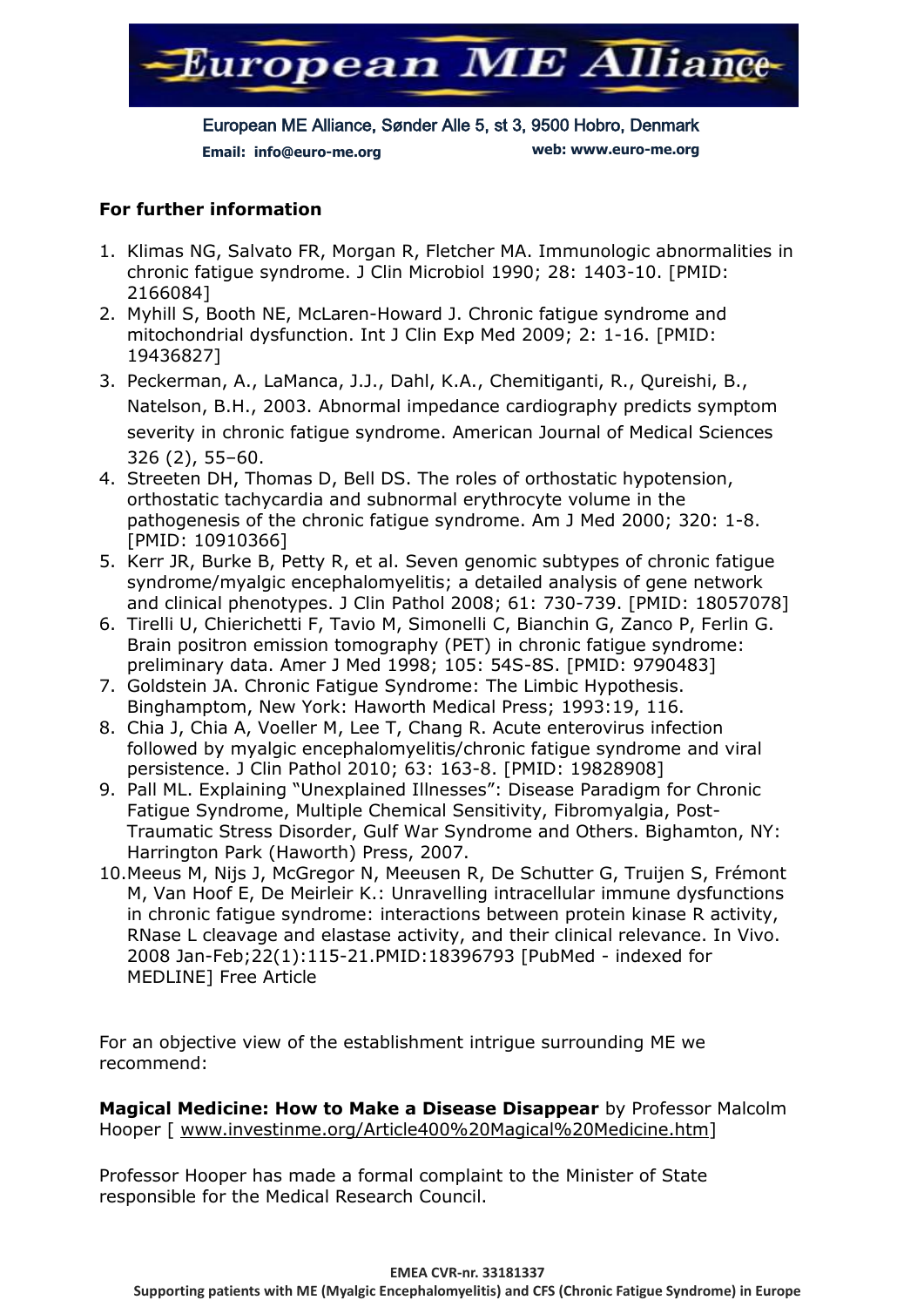# European ME Alliance

European ME Alliance, Sønder Alle 5, st 3, 9500 Hobro, Denmark

**Email: info@euro-me.org** **web: www.euro-me.org**

**For further information**

1. Klimas NG, Salvato FR, Morgan R, Fletcher MA. Immunologic abnormalities in chronic fatigue syndrome. J Clin Microbiol 1990; 28: 1403-10. [PMID: 2166084]
2. Myhill S, Booth NE, McLaren-Howard J. Chronic fatigue syndrome and mitochondrial dysfunction. Int J Clin Exp Med 2009; 2: 1-16. [PMID: 19436827]
3. Peckerman, A., LaManca, J.J., Dahl, K.A., Chemitiganti, R., Qureishi, B., Natelson, B.H., 2003. Abnormal impedance cardiography predicts symptom severity in chronic fatigue syndrome. American Journal of Medical Sciences 326 (2), 55–60.
4. Streeten DH, Thomas D, Bell DS. The roles of orthostatic hypotension, orthostatic tachycardia and subnormal erythrocyte volume in the pathogenesis of the chronic fatigue syndrome. Am J Med 2000; 320: 1-8. [PMID: 10910366]
5. Kerr JR, Burke B, Petty R, et al. Seven genomic subtypes of chronic fatigue syndrome/myalgic encephalomyelitis; a detailed analysis of gene network and clinical phenotypes. J Clin Pathol 2008; 61: 730-739. [PMID: 18057078]
6. Tirelli U, Chierichetti F, Tavio M, Simonelli C, Bianchin G, Zanco P, Ferlin G. Brain positron emission tomography (PET) in chronic fatigue syndrome: preliminary data. Amer J Med 1998; 105: 54S-8S. [PMID: 9790483]
7. Goldstein JA. Chronic Fatigue Syndrome: The Limbic Hypothesis. Binghamptom, New York: Haworth Medical Press; 1993:19, 116.
8. Chia J, Chia A, Voeller M, Lee T, Chang R. Acute enterovirus infection followed by myalgic encephalomyelitis/chronic fatigue syndrome and viral persistence. J Clin Pathol 2010; 63: 163-8. [PMID: 19828908]
9. Pall ML. Explaining "Unexplained Illnesses": Disease Paradigm for Chronic Fatigue Syndrome, Multiple Chemical Sensitivity, Fibromyalgia, Post-Traumatic Stress Disorder, Gulf War Syndrome and Others. Bighamton, NY: Harrington Park (Haworth) Press, 2007.
10. Meeus M, Nijs J, McGregor N, Meeusen R, De Schutter G, Truijen S, Frémont M, Van Hoof E, De Meirleir K.: Unravelling intracellular immune dysfunctions in chronic fatigue syndrome: interactions between protein kinase R activity, RNase L cleavage and elastase activity, and their clinical relevance. In Vivo. 2008 Jan-Feb;22(1):115-21.PMID:18396793 [PubMed - indexed for MEDLINE] Free Article

For an objective view of the establishment intrigue surrounding ME we recommend:

**Magical Medicine: How to Make a Disease Disappear** by Professor Malcolm Hooper [ www.investinme.org/Article400%20Magical%20Medicine.htm]

Professor Hooper has made a formal complaint to the Minister of State responsible for the Medical Research Council.

**EMEA CVR-nr. 33181337**

**Supporting patients with ME (Myalgic Encephalomyelitis) and CFS (Chronic Fatigue Syndrome) in Europe**